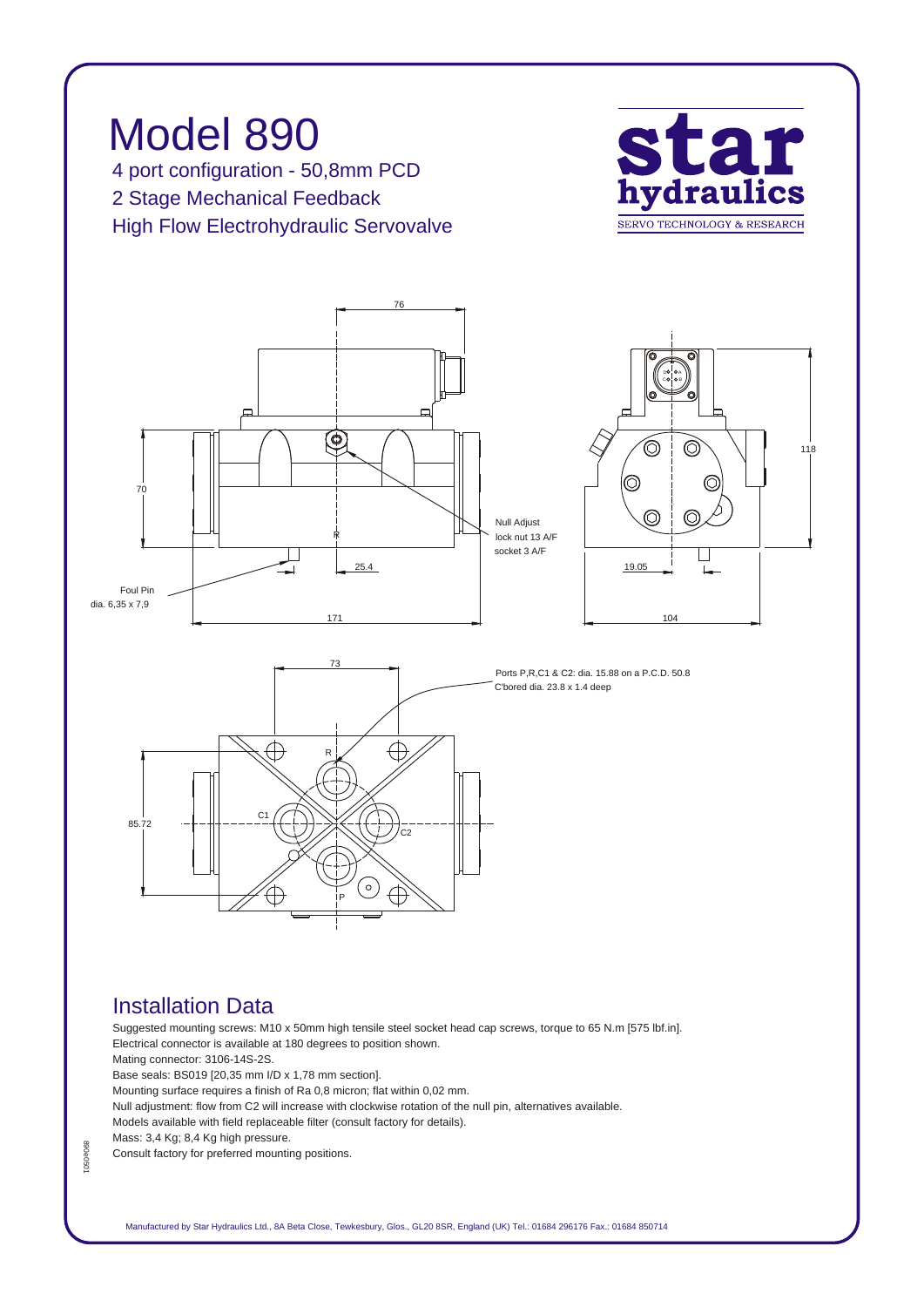# Model 890

4 port configuration - 50,8mm PCD

2 Stage Mechanical Feedback

High Flow Electrohydraulic Servovalve

**star hydraulics**
SERVO TECHNOLOGY & RESEARCH

76

70

118

Null Adjust
lock nut 13 A/F
socket 3 A/F

25.4

19.05

Foul Pin
dia. 6,35 x 7,9

171

104

73

Ports P,R,C1 & C2: dia. 15.88 on a P.C.D. 50.8
C'bored dia. 23.8 x 1.4 deep

85.72

## Installation Data

Suggested mounting screws: M10 x 50mm high tensile steel socket head cap screws, torque to 65 N.m [575 lbf.in].

Electrical connector is available at 180 degrees to position shown.

Mating connector: 3106-14S-2S.

Base seals: BS019 [20,35 mm I/D x 1,78 mm section].

Mounting surface requires a finish of Ra 0,8 micron; flat within 0,02 mm.

Null adjustment: flow from C2 will increase with clockwise rotation of the null pin, alternatives available.

Models available with field replaceable filter (consult factory for details).

Mass: 3,4 Kg; 8,4 Kg high pressure.

Consult factory for preferred mounting positions.

890e0501

Manufactured by Star Hydraulics Ltd., 8A Beta Close, Tewkesbury, Glos., GL20 8SR, England (UK) Tel.: 01684 296176 Fax.: 01684 850714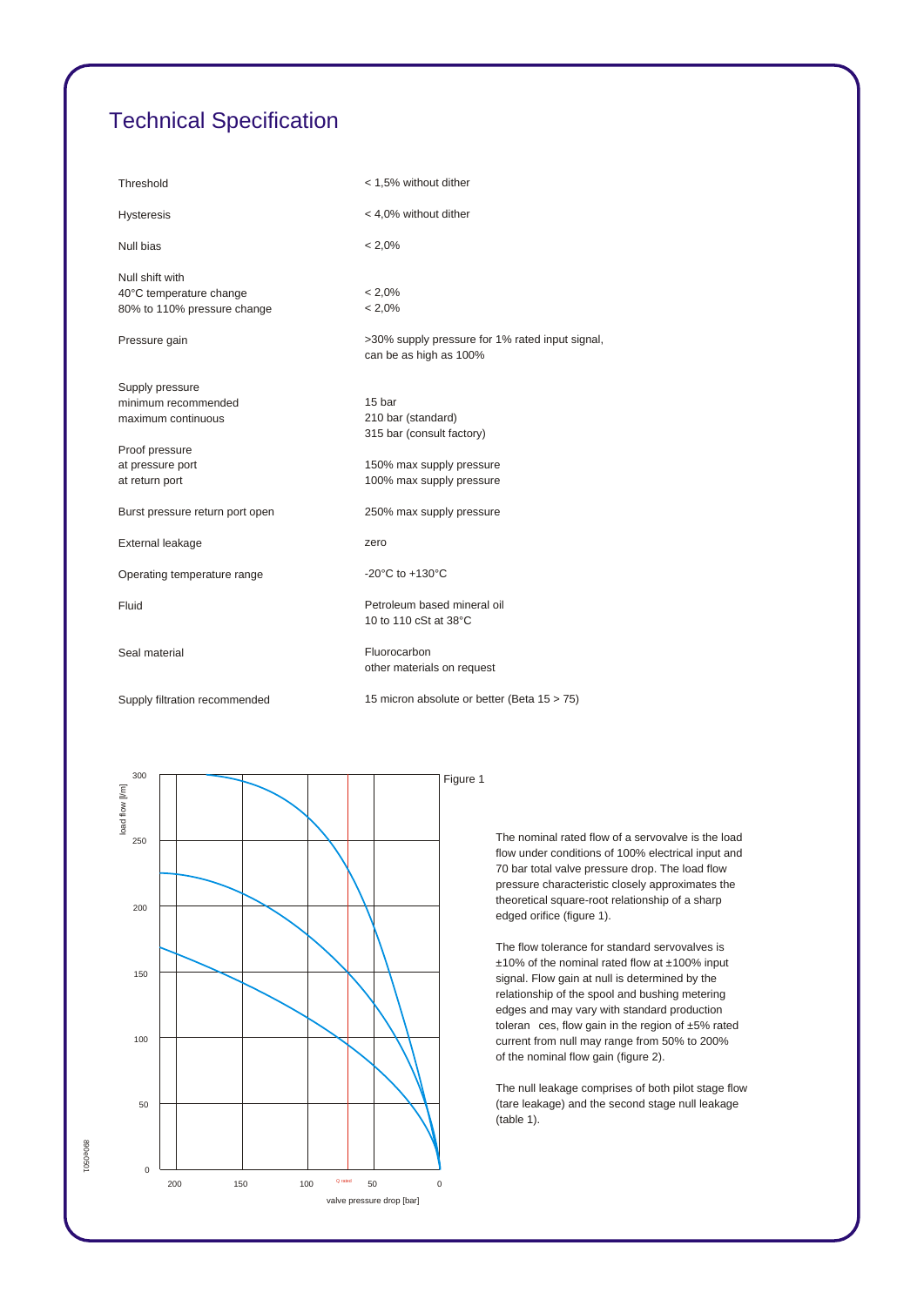# Technical Specification

| | |
|---|---|
| Threshold | < 1,5% without dither |
| Hysteresis | < 4,0% without dither |
| Null bias | < 2,0% |
| Null shift with<br>40°C temperature change<br>80% to 110% pressure change | <br>< 2,0%<br>< 2,0% |
| Pressure gain | >30% supply pressure for 1% rated input signal, can be as high as 100% |
| Supply pressure<br>minimum recommended<br>maximum continuous | <br>15 bar<br>210 bar (standard)<br>315 bar (consult factory) |
| Proof pressure<br>at pressure port<br>at return port | <br>150% max supply pressure<br>100% max supply pressure |
| Burst pressure return port open | 250% max supply pressure |
| External leakage | zero |
| Operating temperature range | -20°C to +130°C |
| Fluid | Petroleum based mineral oil<br>10 to 110 cSt at 38°C |
| Seal material | Fluorocarbon<br>other materials on request |
| Supply filtration recommended | 15 micron absolute or better (Beta 15 > 75) |

Figure 1

load flow [l/m] vs. valve pressure drop [bar]

The nominal rated flow of a servovalve is the load flow under conditions of 100% electrical input and 70 bar total valve pressure drop. The load flow pressure characteristic closely approximates the theoretical square-root relationship of a sharp edged orifice (figure 1).

The flow tolerance for standard servovalves is ±10% of the nominal rated flow at ±100% input signal. Flow gain at null is determined by the relationship of the spool and bushing metering edges and may vary with standard production tolerances, flow gain in the region of ±5% rated current from null may range from 50% to 200% of the nominal flow gain (figure 2).

The null leakage comprises of both pilot stage flow (tare leakage) and the second stage null leakage (table 1).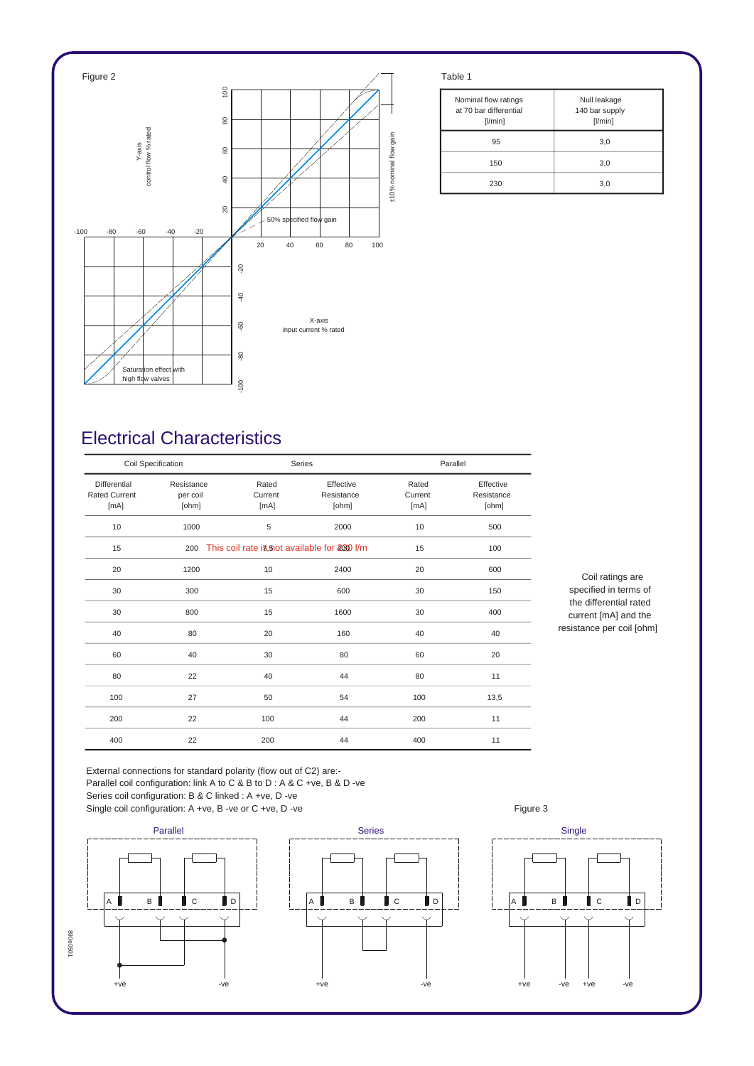Figure 2

Y-axis control flow % rated

X-axis input current % rated

±10% nominal flow gain

50% specified flow gain

Saturation effect with high flow valves

Table 1

| Nominal flow ratings at 70 bar differential [l/min] | Null leakage 140 bar supply [l/min] |
|---|---|
| 95 | 3,0 |
| 150 | 3,0 |
| 230 | 3,0 |

# Electrical Characteristics

| Coil Specification | | Series | | Parallel | |
|---|---|---|---|---|---|
| Differential Rated Current [mA] | Resistance per coil [ohm] | Rated Current [mA] | Effective Resistance [ohm] | Rated Current [mA] | Effective Resistance [ohm] |
| 10 | 1000 | 5 | 2000 | 10 | 500 |
| 15 | 200 | This coil rate is not available for 230 l/m | | 15 | 100 |
| 20 | 1200 | 10 | 2400 | 20 | 600 |
| 30 | 300 | 15 | 600 | 30 | 150 |
| 30 | 800 | 15 | 1600 | 30 | 400 |
| 40 | 80 | 20 | 160 | 40 | 40 |
| 60 | 40 | 30 | 80 | 60 | 20 |
| 80 | 22 | 40 | 44 | 80 | 11 |
| 100 | 27 | 50 | 54 | 100 | 13,5 |
| 200 | 22 | 100 | 44 | 200 | 11 |
| 400 | 22 | 200 | 44 | 400 | 11 |

Coil ratings are specified in terms of the differential rated current [mA] and the resistance per coil [ohm]

External connections for standard polarity (flow out of C2) are:-
Parallel coil configuration: link A to C & B to D : A & C +ve, B & D -ve
Series coil configuration: B & C linked : A +ve, D -ve
Single coil configuration: A +ve, B -ve or C +ve, D -ve

Figure 3

Parallel | Series | Single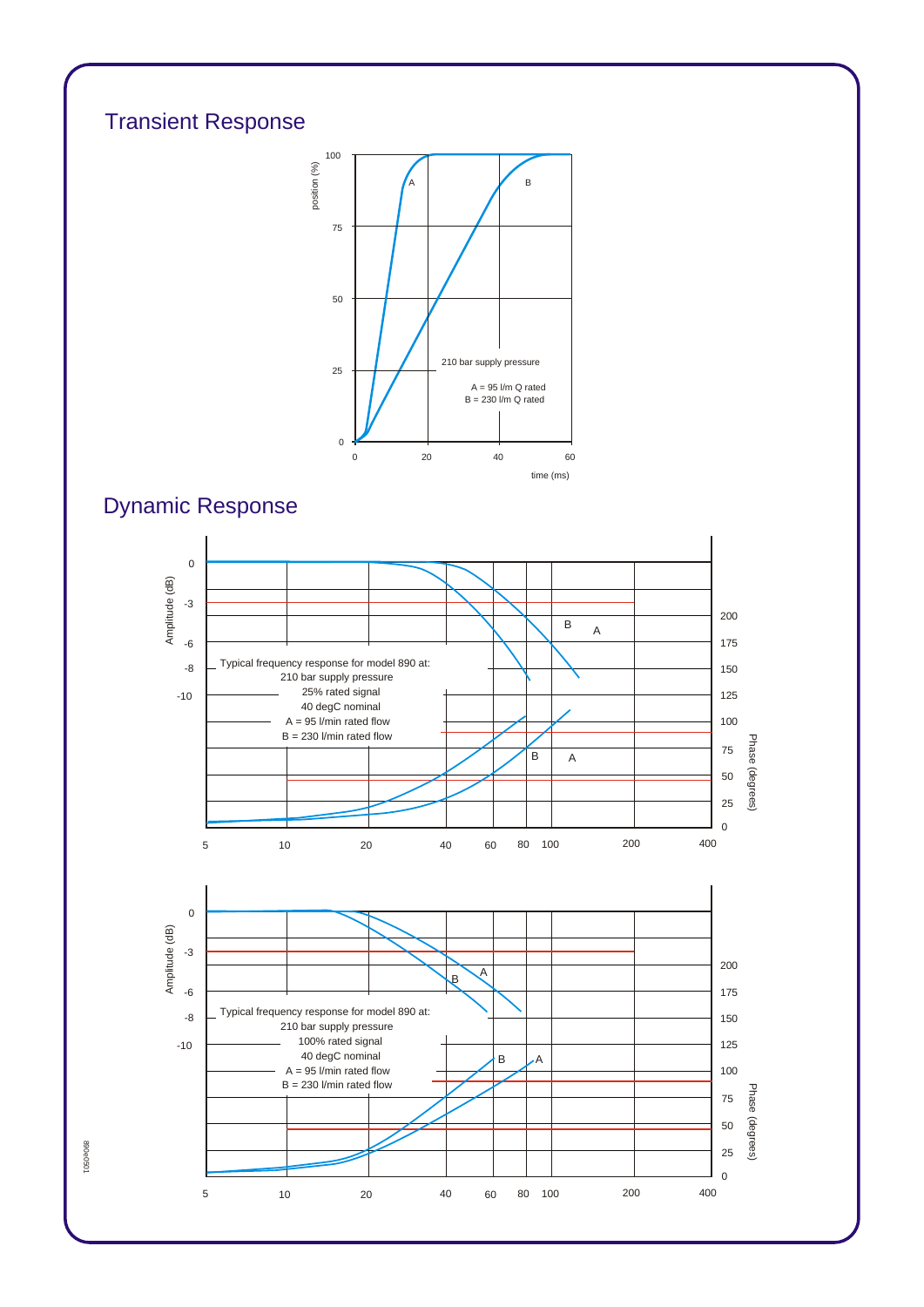## Transient Response

position (%)

100

75

50

25

0

0 20 40 60

time (ms)

A

B

210 bar supply pressure

A = 95 l/m Q rated
B = 230 l/m Q rated

## Dynamic Response

Amplitude (dB)

0 -3 -6 -8 -10

Phase (degrees)

200 175 150 125 100 75 50 25 0

5 10 20 40 60 80 100 200 400

B A

B A

Typical frequency response for model 890 at:
210 bar supply pressure
25% rated signal
40 degC nominal
A = 95 l/min rated flow
B = 230 l/min rated flow

Amplitude (dB)

0 -3 -6 -8 -10

Phase (degrees)

200 175 150 125 100 75 50 25 0

5 10 20 40 60 80 100 200 400

A B

B A

Typical frequency response for model 890 at:
210 bar supply pressure
100% rated signal
40 degC nominal
A = 95 l/min rated flow
B = 230 l/min rated flow

890e0501